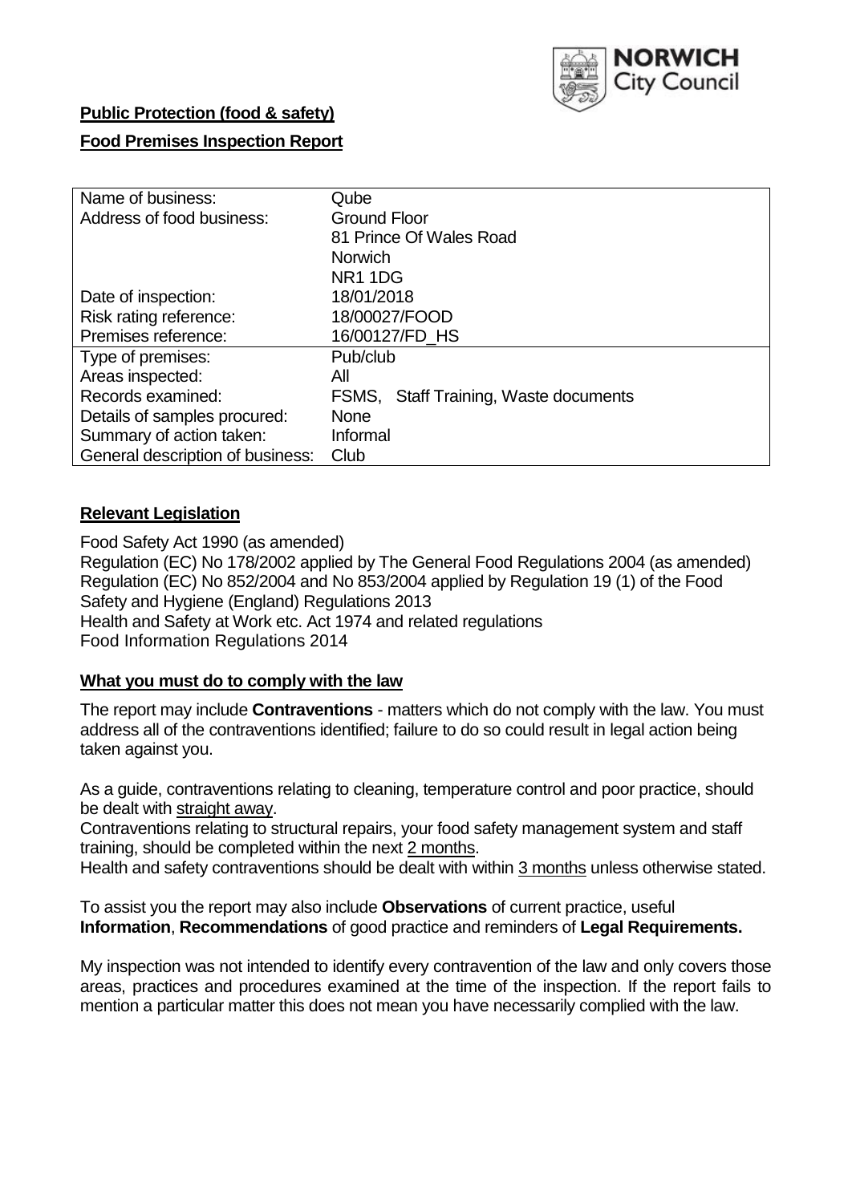NORWICH City Council

**Public Protection (food & safety)**

**Food Premises Inspection Report**

| | |
|---|---|
| Name of business: | Qube |
| Address of food business: | Ground Floor<br>81 Prince Of Wales Road<br>Norwich<br>NR1 1DG |
| Date of inspection: | 18/01/2018 |
| Risk rating reference: | 18/00027/FOOD |
| Premises reference: | 16/00127/FD_HS |
| Type of premises: | Pub/club |
| Areas inspected: | All |
| Records examined: | FSMS, Staff Training, Waste documents |
| Details of samples procured: | None |
| Summary of action taken: | Informal |
| General description of business: | Club |

## **Relevant Legislation**

Food Safety Act 1990 (as amended)
Regulation (EC) No 178/2002 applied by The General Food Regulations 2004 (as amended)
Regulation (EC) No 852/2004 and No 853/2004 applied by Regulation 19 (1) of the Food Safety and Hygiene (England) Regulations 2013
Health and Safety at Work etc. Act 1974 and related regulations
Food Information Regulations 2014

## **What you must do to comply with the law**

The report may include **Contraventions** - matters which do not comply with the law. You must address all of the contraventions identified; failure to do so could result in legal action being taken against you.

As a guide, contraventions relating to cleaning, temperature control and poor practice, should be dealt with straight away.

Contraventions relating to structural repairs, your food safety management system and staff training, should be completed within the next 2 months.

Health and safety contraventions should be dealt with within 3 months unless otherwise stated.

To assist you the report may also include **Observations** of current practice, useful **Information**, **Recommendations** of good practice and reminders of **Legal Requirements.**

My inspection was not intended to identify every contravention of the law and only covers those areas, practices and procedures examined at the time of the inspection. If the report fails to mention a particular matter this does not mean you have necessarily complied with the law.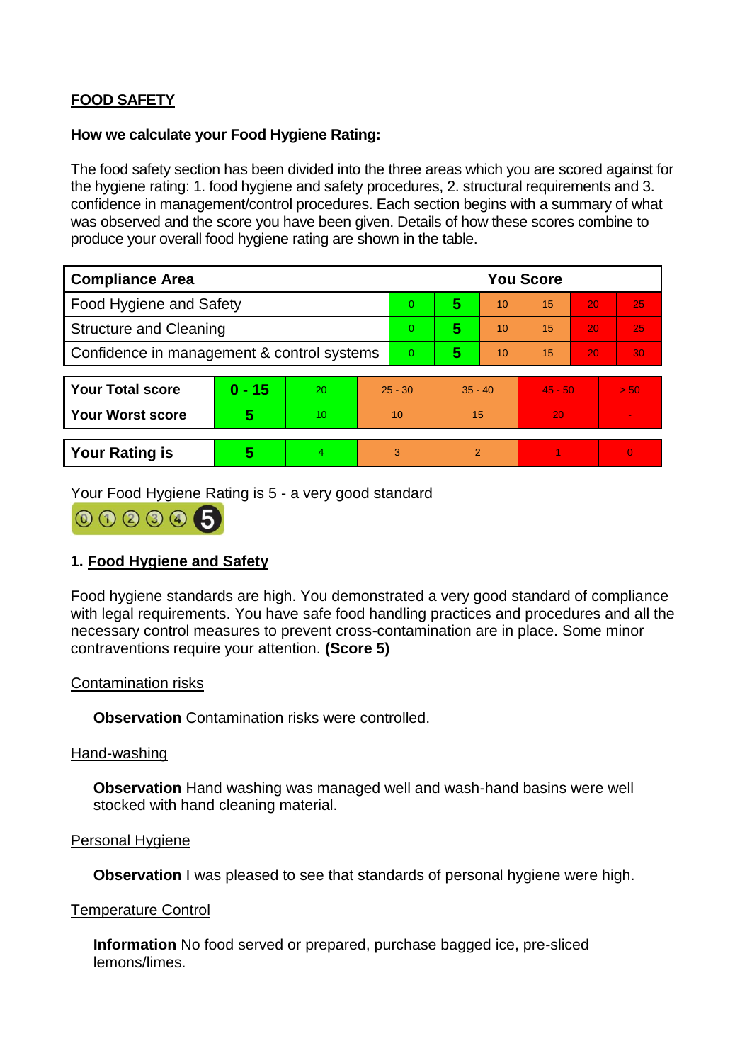## FOOD SAFETY

**How we calculate your Food Hygiene Rating:**

The food safety section has been divided into the three areas which you are scored against for the hygiene rating: 1. food hygiene and safety procedures, 2. structural requirements and 3. confidence in management/control procedures. Each section begins with a summary of what was observed and the score you have been given. Details of how these scores combine to produce your overall food hygiene rating are shown in the table.

| Compliance Area | You Score | | | | | |
|---|---|---|---|---|---|---|
| Food Hygiene and Safety | 0 | **5** | 10 | 15 | 20 | 25 |
| Structure and Cleaning | 0 | **5** | 10 | 15 | 20 | 25 |
| Confidence in management & control systems | 0 | **5** | 10 | 15 | 20 | 30 |

| | | | | | | |
|---|---|---|---|---|---|---|
| **Your Total score** | **0 - 15** | 20 | 25 - 30 | 35 - 40 | 45 - 50 | > 50 |
| **Your Worst score** | **5** | 10 | 10 | 15 | 20 | - |

| | | | | | | |
|---|---|---|---|---|---|---|
| **Your Rating is** | **5** | 4 | 3 | 2 | 1 | 0 |

Your Food Hygiene Rating is 5 - a very good standard

### 1. Food Hygiene and Safety

Food hygiene standards are high. You demonstrated a very good standard of compliance with legal requirements. You have safe food handling practices and procedures and all the necessary control measures to prevent cross-contamination are in place. Some minor contraventions require your attention. **(Score 5)**

Contamination risks

**Observation** Contamination risks were controlled.

Hand-washing

**Observation** Hand washing was managed well and wash-hand basins were well stocked with hand cleaning material.

Personal Hygiene

**Observation** I was pleased to see that standards of personal hygiene were high.

Temperature Control

**Information** No food served or prepared, purchase bagged ice, pre-sliced lemons/limes.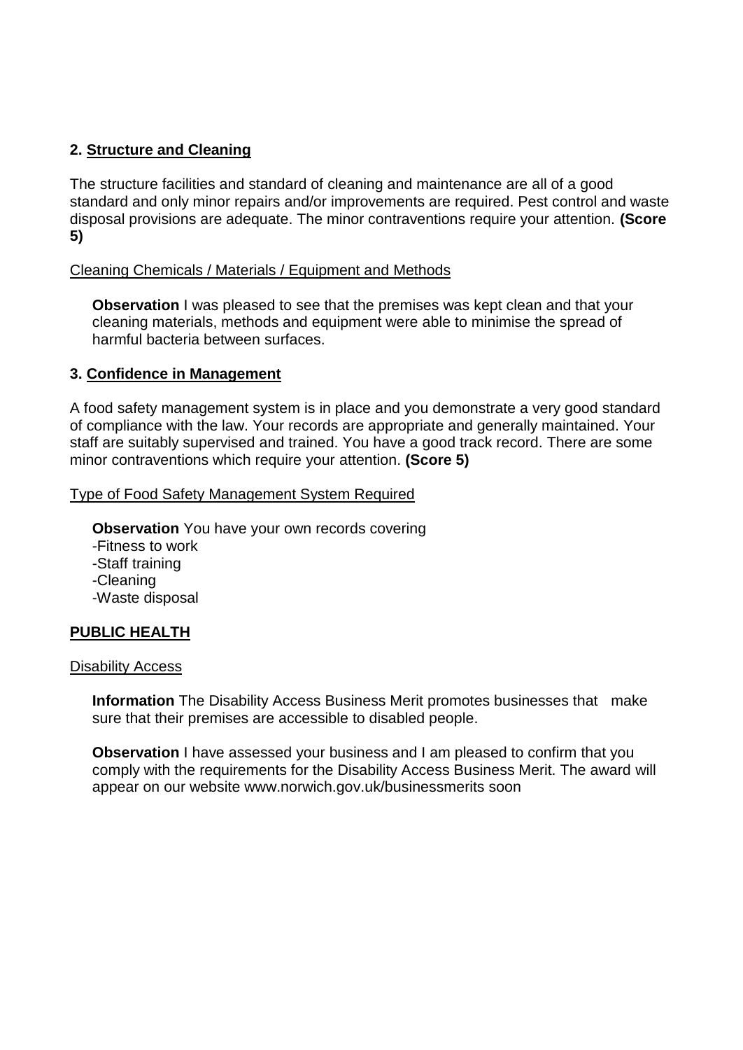## 2. Structure and Cleaning

The structure facilities and standard of cleaning and maintenance are all of a good standard and only minor repairs and/or improvements are required. Pest control and waste disposal provisions are adequate. The minor contraventions require your attention. **(Score 5)**

Cleaning Chemicals / Materials / Equipment and Methods

> **Observation** I was pleased to see that the premises was kept clean and that your cleaning materials, methods and equipment were able to minimise the spread of harmful bacteria between surfaces.

## 3. Confidence in Management

A food safety management system is in place and you demonstrate a very good standard of compliance with the law. Your records are appropriate and generally maintained. Your staff are suitably supervised and trained. You have a good track record. There are some minor contraventions which require your attention. **(Score 5)**

Type of Food Safety Management System Required

> **Observation** You have your own records covering
> -Fitness to work
> -Staff training
> -Cleaning
> -Waste disposal

## PUBLIC HEALTH

Disability Access

> **Information** The Disability Access Business Merit promotes businesses that make sure that their premises are accessible to disabled people.
>
> **Observation** I have assessed your business and I am pleased to confirm that you comply with the requirements for the Disability Access Business Merit. The award will appear on our website www.norwich.gov.uk/businessmerits soon